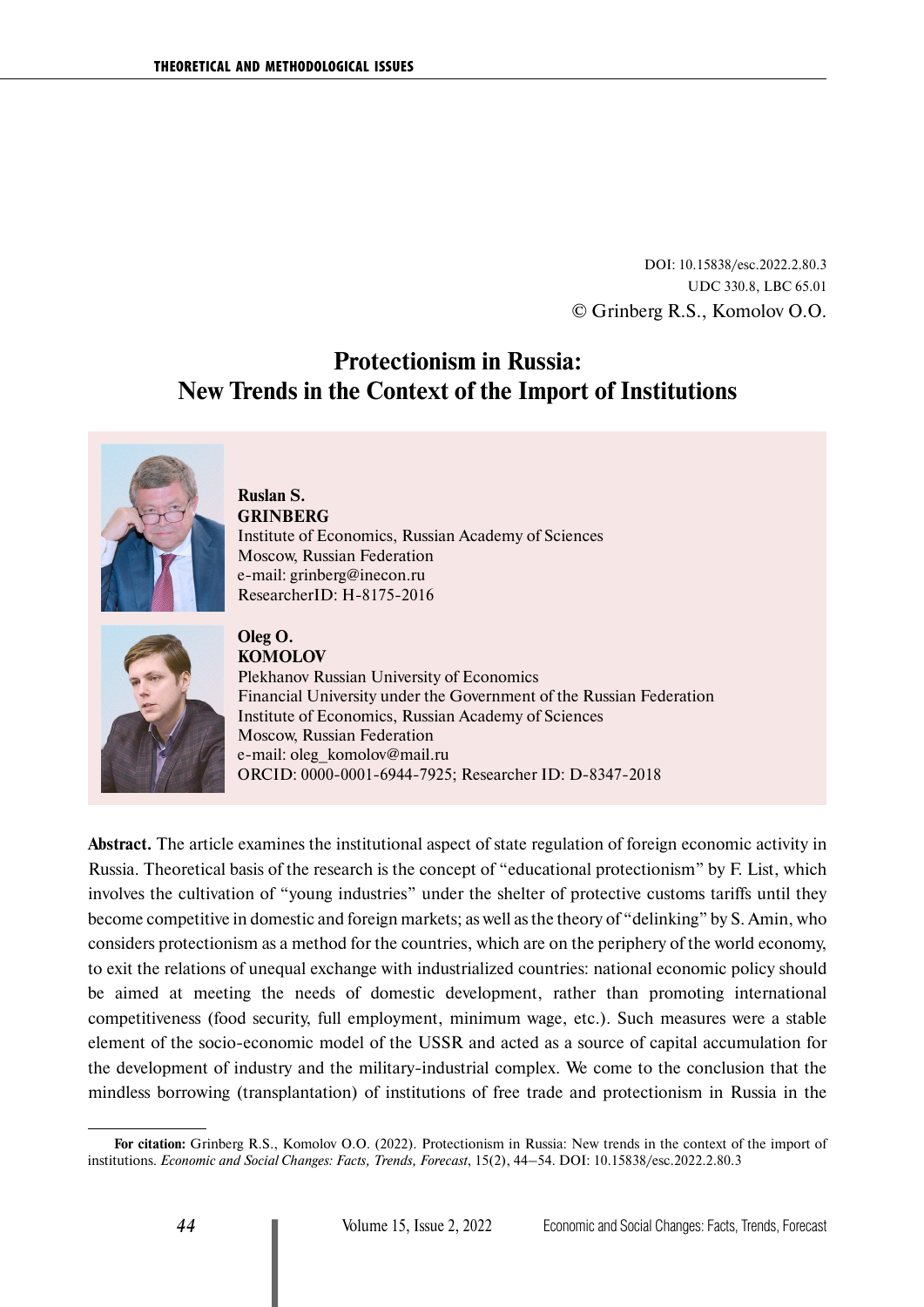DOI: 10.15838/esc.2022.2.80.3
UDC 330.8, LBC 65.01
© Grinberg R.S., Komolov O.O.

# Protectionism in Russia: New Trends in the Context of the Import of Institutions

**Ruslan S. GRINBERG**
Institute of Economics, Russian Academy of Sciences
Moscow, Russian Federation
e-mail: grinberg@inecon.ru
ResearcherID: H-8175-2016

**Oleg O. KOMOLOV**
Plekhanov Russian University of Economics
Financial University under the Government of the Russian Federation
Institute of Economics, Russian Academy of Sciences
Moscow, Russian Federation
e-mail: oleg_komolov@mail.ru
ORCID: 0000-0001-6944-7925; Researcher ID: D-8347-2018

**Abstract.** The article examines the institutional aspect of state regulation of foreign economic activity in Russia. Theoretical basis of the research is the concept of "educational protectionism" by F. List, which involves the cultivation of "young industries" under the shelter of protective customs tariffs until they become competitive in domestic and foreign markets; as well as the theory of "delinking" by S. Amin, who considers protectionism as a method for the countries, which are on the periphery of the world economy, to exit the relations of unequal exchange with industrialized countries: national economic policy should be aimed at meeting the needs of domestic development, rather than promoting international competitiveness (food security, full employment, minimum wage, etc.). Such measures were a stable element of the socio-economic model of the USSR and acted as a source of capital accumulation for the development of industry and the military-industrial complex. We come to the conclusion that the mindless borrowing (transplantation) of institutions of free trade and protectionism in Russia in the

---

**For citation:** Grinberg R.S., Komolov O.O. (2022). Protectionism in Russia: New trends in the context of the import of institutions. *Economic and Social Changes: Facts, Trends, Forecast*, 15(2), 44–54. DOI: 10.15838/esc.2022.2.80.3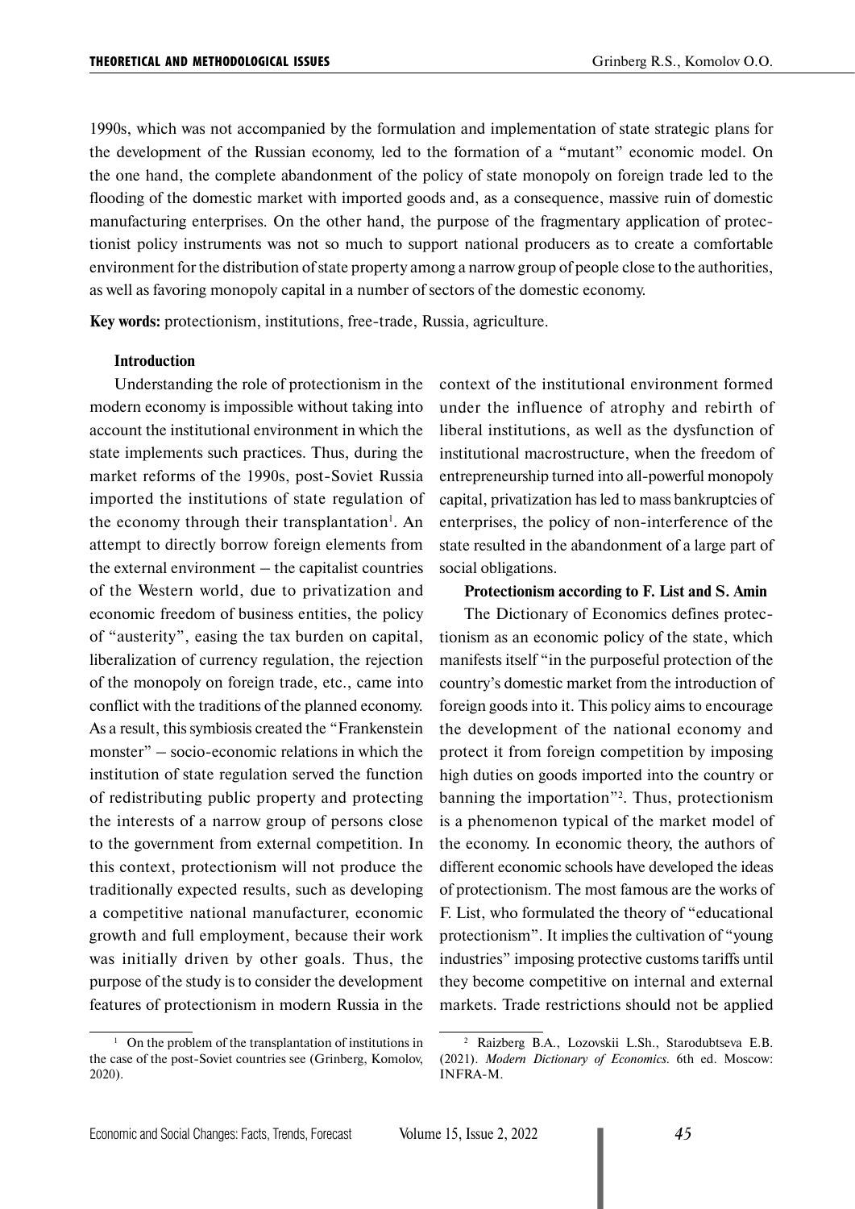1990s, which was not accompanied by the formulation and implementation of state strategic plans for the development of the Russian economy, led to the formation of a "mutant" economic model. On the one hand, the complete abandonment of the policy of state monopoly on foreign trade led to the flooding of the domestic market with imported goods and, as a consequence, massive ruin of domestic manufacturing enterprises. On the other hand, the purpose of the fragmentary application of protectionist policy instruments was not so much to support national producers as to create a comfortable environment for the distribution of state property among a narrow group of people close to the authorities, as well as favoring monopoly capital in a number of sectors of the domestic economy.

**Key words:** protectionism, institutions, free-trade, Russia, agriculture.

## Introduction

Understanding the role of protectionism in the modern economy is impossible without taking into account the institutional environment in which the state implements such practices. Thus, during the market reforms of the 1990s, post-Soviet Russia imported the institutions of state regulation of the economy through their transplantation[1]. An attempt to directly borrow foreign elements from the external environment – the capitalist countries of the Western world, due to privatization and economic freedom of business entities, the policy of "austerity", easing the tax burden on capital, liberalization of currency regulation, the rejection of the monopoly on foreign trade, etc., came into conflict with the traditions of the planned economy. As a result, this symbiosis created the "Frankenstein monster" – socio-economic relations in which the institution of state regulation served the function of redistributing public property and protecting the interests of a narrow group of persons close to the government from external competition. In this context, protectionism will not produce the traditionally expected results, such as developing a competitive national manufacturer, economic growth and full employment, because their work was initially driven by other goals. Thus, the purpose of the study is to consider the development features of protectionism in modern Russia in the context of the institutional environment formed under the influence of atrophy and rebirth of liberal institutions, as well as the dysfunction of institutional macrostructure, when the freedom of entrepreneurship turned into all-powerful monopoly capital, privatization has led to mass bankruptcies of enterprises, the policy of non-interference of the state resulted in the abandonment of a large part of social obligations.

## Protectionism according to F. List and S. Amin

The Dictionary of Economics defines protectionism as an economic policy of the state, which manifests itself "in the purposeful protection of the country's domestic market from the introduction of foreign goods into it. This policy aims to encourage the development of the national economy and protect it from foreign competition by imposing high duties on goods imported into the country or banning the importation"[2]. Thus, protectionism is a phenomenon typical of the market model of the economy. In economic theory, the authors of different economic schools have developed the ideas of protectionism. The most famous are the works of F. List, who formulated the theory of "educational protectionism". It implies the cultivation of "young industries" imposing protective customs tariffs until they become competitive on internal and external markets. Trade restrictions should not be applied

---

[1] On the problem of the transplantation of institutions in the case of the post-Soviet countries see (Grinberg, Komolov, 2020).

[2] Raizberg B.A., Lozovskii L.Sh., Starodubtseva E.B. (2021). *Modern Dictionary of Economics.* 6th ed. Moscow: INFRA-M.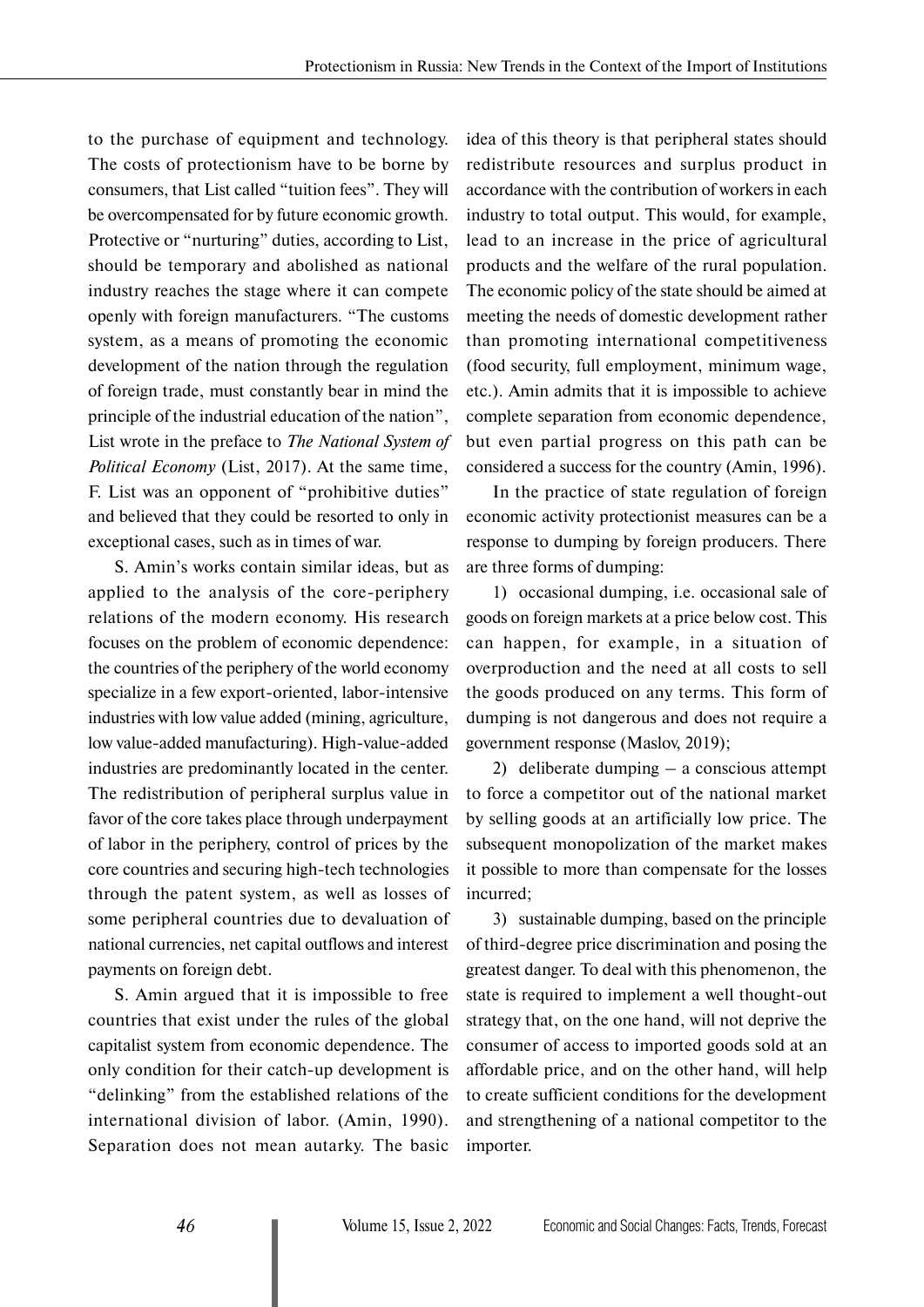to the purchase of equipment and technology. The costs of protectionism have to be borne by consumers, that List called "tuition fees". They will be overcompensated for by future economic growth. Protective or "nurturing" duties, according to List, should be temporary and abolished as national industry reaches the stage where it can compete openly with foreign manufacturers. "The customs system, as a means of promoting the economic development of the nation through the regulation of foreign trade, must constantly bear in mind the principle of the industrial education of the nation", List wrote in the preface to *The National System of Political Economy* (List, 2017). At the same time, F. List was an opponent of "prohibitive duties" and believed that they could be resorted to only in exceptional cases, such as in times of war.

S. Amin's works contain similar ideas, but as applied to the analysis of the core-periphery relations of the modern economy. His research focuses on the problem of economic dependence: the countries of the periphery of the world economy specialize in a few export-oriented, labor-intensive industries with low value added (mining, agriculture, low value-added manufacturing). High-value-added industries are predominantly located in the center. The redistribution of peripheral surplus value in favor of the core takes place through underpayment of labor in the periphery, control of prices by the core countries and securing high-tech technologies through the patent system, as well as losses of some peripheral countries due to devaluation of national currencies, net capital outflows and interest payments on foreign debt.

S. Amin argued that it is impossible to free countries that exist under the rules of the global capitalist system from economic dependence. The only condition for their catch-up development is "delinking" from the established relations of the international division of labor. (Amin, 1990). Separation does not mean autarky. The basic idea of this theory is that peripheral states should redistribute resources and surplus product in accordance with the contribution of workers in each industry to total output. This would, for example, lead to an increase in the price of agricultural products and the welfare of the rural population. The economic policy of the state should be aimed at meeting the needs of domestic development rather than promoting international competitiveness (food security, full employment, minimum wage, etc.). Amin admits that it is impossible to achieve complete separation from economic dependence, but even partial progress on this path can be considered a success for the country (Amin, 1996).

In the practice of state regulation of foreign economic activity protectionist measures can be a response to dumping by foreign producers. There are three forms of dumping:

1) occasional dumping, i.e. occasional sale of goods on foreign markets at a price below cost. This can happen, for example, in a situation of overproduction and the need at all costs to sell the goods produced on any terms. This form of dumping is not dangerous and does not require a government response (Maslov, 2019);

2) deliberate dumping – a conscious attempt to force a competitor out of the national market by selling goods at an artificially low price. The subsequent monopolization of the market makes it possible to more than compensate for the losses incurred;

3) sustainable dumping, based on the principle of third-degree price discrimination and posing the greatest danger. To deal with this phenomenon, the state is required to implement a well thought-out strategy that, on the one hand, will not deprive the consumer of access to imported goods sold at an affordable price, and on the other hand, will help to create sufficient conditions for the development and strengthening of a national competitor to the importer.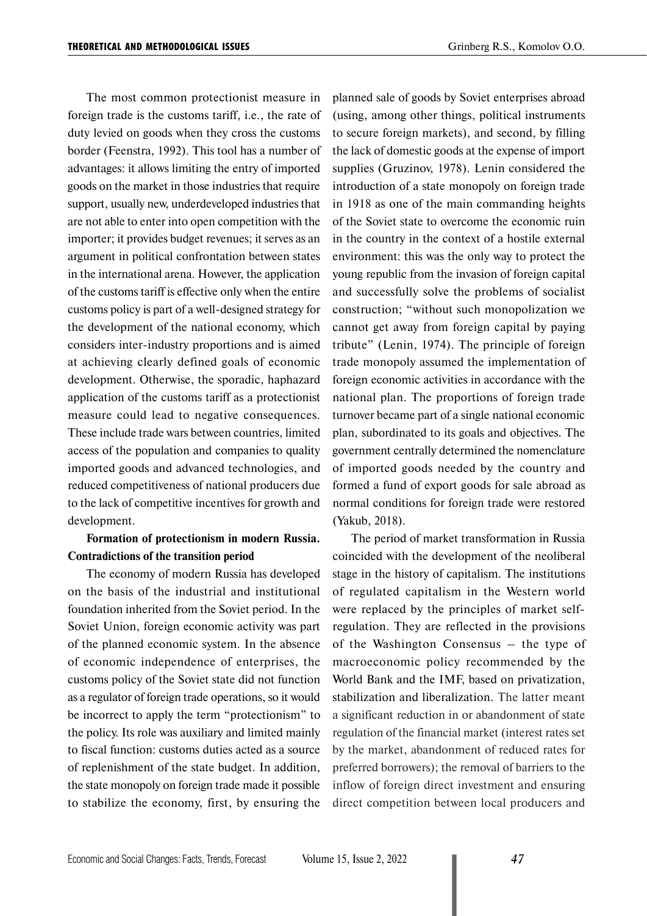The most common protectionist measure in foreign trade is the customs tariff, i.e., the rate of duty levied on goods when they cross the customs border (Feenstra, 1992). This tool has a number of advantages: it allows limiting the entry of imported goods on the market in those industries that require support, usually new, underdeveloped industries that are not able to enter into open competition with the importer; it provides budget revenues; it serves as an argument in political confrontation between states in the international arena. However, the application of the customs tariff is effective only when the entire customs policy is part of a well-designed strategy for the development of the national economy, which considers inter-industry proportions and is aimed at achieving clearly defined goals of economic development. Otherwise, the sporadic, haphazard application of the customs tariff as a protectionist measure could lead to negative consequences. These include trade wars between countries, limited access of the population and companies to quality imported goods and advanced technologies, and reduced competitiveness of national producers due to the lack of competitive incentives for growth and development.

**Formation of protectionism in modern Russia. Contradictions of the transition period**

The economy of modern Russia has developed on the basis of the industrial and institutional foundation inherited from the Soviet period. In the Soviet Union, foreign economic activity was part of the planned economic system. In the absence of economic independence of enterprises, the customs policy of the Soviet state did not function as a regulator of foreign trade operations, so it would be incorrect to apply the term "protectionism" to the policy. Its role was auxiliary and limited mainly to fiscal function: customs duties acted as a source of replenishment of the state budget. In addition, the state monopoly on foreign trade made it possible to stabilize the economy, first, by ensuring the planned sale of goods by Soviet enterprises abroad (using, among other things, political instruments to secure foreign markets), and second, by filling the lack of domestic goods at the expense of import supplies (Gruzinov, 1978). Lenin considered the introduction of a state monopoly on foreign trade in 1918 as one of the main commanding heights of the Soviet state to overcome the economic ruin in the country in the context of a hostile external environment: this was the only way to protect the young republic from the invasion of foreign capital and successfully solve the problems of socialist construction; "without such monopolization we cannot get away from foreign capital by paying tribute" (Lenin, 1974). The principle of foreign trade monopoly assumed the implementation of foreign economic activities in accordance with the national plan. The proportions of foreign trade turnover became part of a single national economic plan, subordinated to its goals and objectives. The government centrally determined the nomenclature of imported goods needed by the country and formed a fund of export goods for sale abroad as normal conditions for foreign trade were restored (Yakub, 2018).

The period of market transformation in Russia coincided with the development of the neoliberal stage in the history of capitalism. The institutions of regulated capitalism in the Western world were replaced by the principles of market self-regulation. They are reflected in the provisions of the Washington Consensus – the type of macroeconomic policy recommended by the World Bank and the IMF, based on privatization, stabilization and liberalization. The latter meant a significant reduction in or abandonment of state regulation of the financial market (interest rates set by the market, abandonment of reduced rates for preferred borrowers); the removal of barriers to the inflow of foreign direct investment and ensuring direct competition between local producers and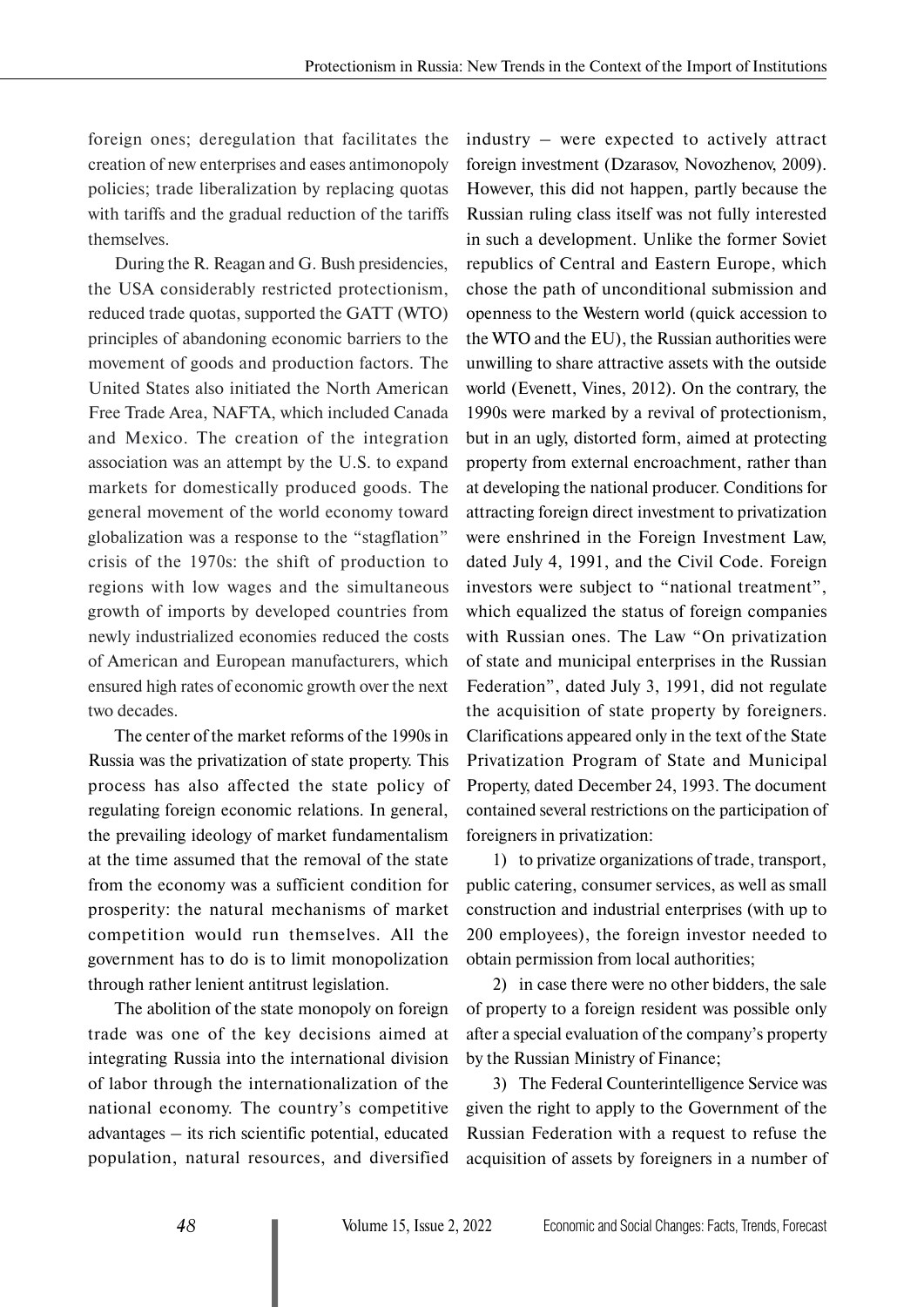foreign ones; deregulation that facilitates the creation of new enterprises and eases antimonopoly policies; trade liberalization by replacing quotas with tariffs and the gradual reduction of the tariffs themselves.

During the R. Reagan and G. Bush presidencies, the USA considerably restricted protectionism, reduced trade quotas, supported the GATT (WTO) principles of abandoning economic barriers to the movement of goods and production factors. The United States also initiated the North American Free Trade Area, NAFTA, which included Canada and Mexico. The creation of the integration association was an attempt by the U.S. to expand markets for domestically produced goods. The general movement of the world economy toward globalization was a response to the "stagflation" crisis of the 1970s: the shift of production to regions with low wages and the simultaneous growth of imports by developed countries from newly industrialized economies reduced the costs of American and European manufacturers, which ensured high rates of economic growth over the next two decades.

The center of the market reforms of the 1990s in Russia was the privatization of state property. This process has also affected the state policy of regulating foreign economic relations. In general, the prevailing ideology of market fundamentalism at the time assumed that the removal of the state from the economy was a sufficient condition for prosperity: the natural mechanisms of market competition would run themselves. All the government has to do is to limit monopolization through rather lenient antitrust legislation.

The abolition of the state monopoly on foreign trade was one of the key decisions aimed at integrating Russia into the international division of labor through the internationalization of the national economy. The country's competitive advantages – its rich scientific potential, educated population, natural resources, and diversified industry – were expected to actively attract foreign investment (Dzarasov, Novozhenov, 2009). However, this did not happen, partly because the Russian ruling class itself was not fully interested in such a development. Unlike the former Soviet republics of Central and Eastern Europe, which chose the path of unconditional submission and openness to the Western world (quick accession to the WTO and the EU), the Russian authorities were unwilling to share attractive assets with the outside world (Evenett, Vines, 2012). On the contrary, the 1990s were marked by a revival of protectionism, but in an ugly, distorted form, aimed at protecting property from external encroachment, rather than at developing the national producer. Conditions for attracting foreign direct investment to privatization were enshrined in the Foreign Investment Law, dated July 4, 1991, and the Civil Code. Foreign investors were subject to "national treatment", which equalized the status of foreign companies with Russian ones. The Law "On privatization of state and municipal enterprises in the Russian Federation", dated July 3, 1991, did not regulate the acquisition of state property by foreigners. Clarifications appeared only in the text of the State Privatization Program of State and Municipal Property, dated December 24, 1993. The document contained several restrictions on the participation of foreigners in privatization:

1) to privatize organizations of trade, transport, public catering, consumer services, as well as small construction and industrial enterprises (with up to 200 employees), the foreign investor needed to obtain permission from local authorities;

2) in case there were no other bidders, the sale of property to a foreign resident was possible only after a special evaluation of the company's property by the Russian Ministry of Finance;

3) The Federal Counterintelligence Service was given the right to apply to the Government of the Russian Federation with a request to refuse the acquisition of assets by foreigners in a number of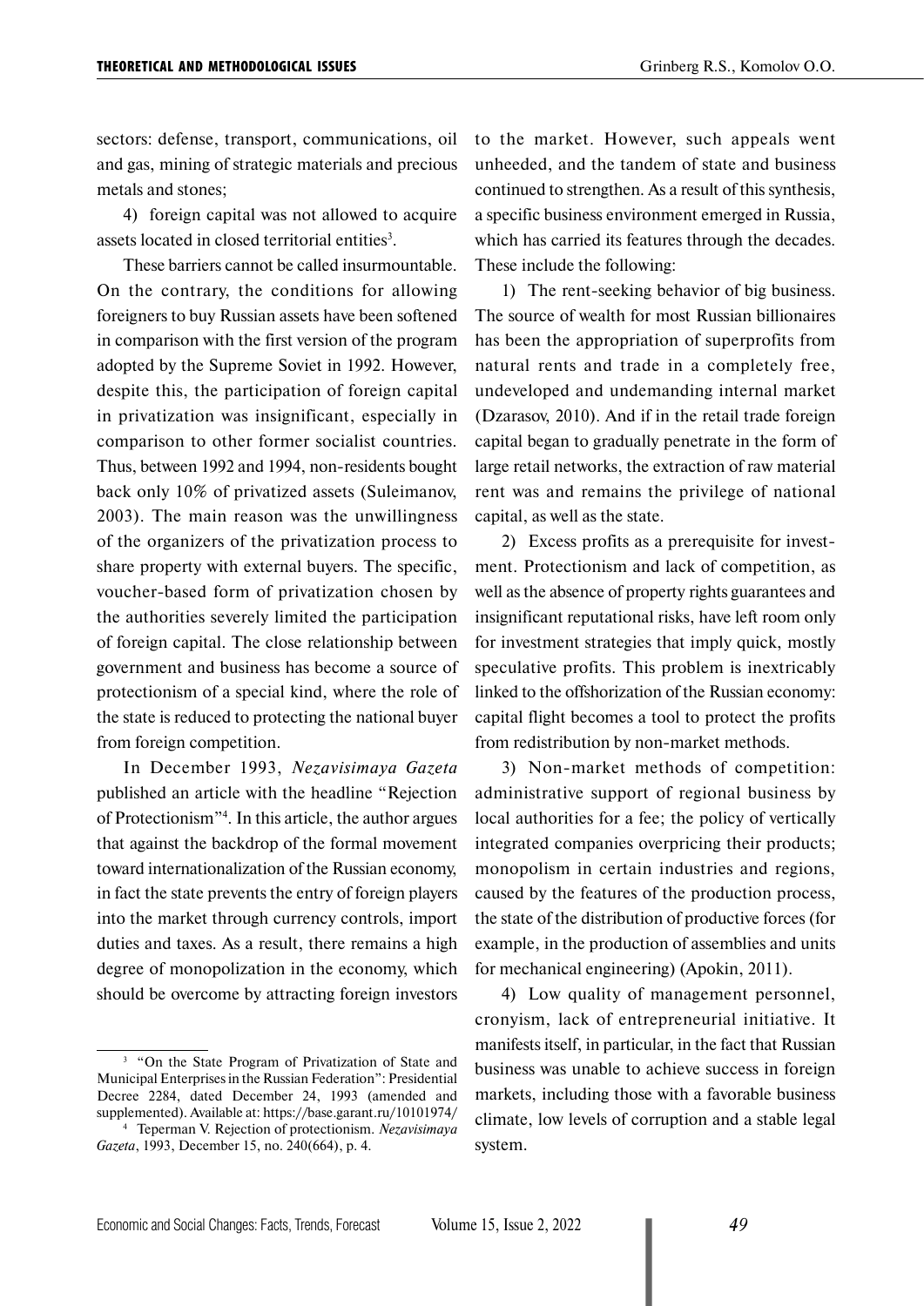sectors: defense, transport, communications, oil and gas, mining of strategic materials and precious metals and stones;

4) foreign capital was not allowed to acquire assets located in closed territorial entities[3].

These barriers cannot be called insurmountable. On the contrary, the conditions for allowing foreigners to buy Russian assets have been softened in comparison with the first version of the program adopted by the Supreme Soviet in 1992. However, despite this, the participation of foreign capital in privatization was insignificant, especially in comparison to other former socialist countries. Thus, between 1992 and 1994, non-residents bought back only 10% of privatized assets (Suleimanov, 2003). The main reason was the unwillingness of the organizers of the privatization process to share property with external buyers. The specific, voucher-based form of privatization chosen by the authorities severely limited the participation of foreign capital. The close relationship between government and business has become a source of protectionism of a special kind, where the role of the state is reduced to protecting the national buyer from foreign competition.

In December 1993, *Nezavisimaya Gazeta* published an article with the headline "Rejection of Protectionism"[4]. In this article, the author argues that against the backdrop of the formal movement toward internationalization of the Russian economy, in fact the state prevents the entry of foreign players into the market through currency controls, import duties and taxes. As a result, there remains a high degree of monopolization in the economy, which should be overcome by attracting foreign investors to the market. However, such appeals went unheeded, and the tandem of state and business continued to strengthen. As a result of this synthesis, a specific business environment emerged in Russia, which has carried its features through the decades. These include the following:

1) The rent-seeking behavior of big business. The source of wealth for most Russian billionaires has been the appropriation of superprofits from natural rents and trade in a completely free, undeveloped and undemanding internal market (Dzarasov, 2010). And if in the retail trade foreign capital began to gradually penetrate in the form of large retail networks, the extraction of raw material rent was and remains the privilege of national capital, as well as the state.

2) Excess profits as a prerequisite for investment. Protectionism and lack of competition, as well as the absence of property rights guarantees and insignificant reputational risks, have left room only for investment strategies that imply quick, mostly speculative profits. This problem is inextricably linked to the offshorization of the Russian economy: capital flight becomes a tool to protect the profits from redistribution by non-market methods.

3) Non-market methods of competition: administrative support of regional business by local authorities for a fee; the policy of vertically integrated companies overpricing their products; monopolism in certain industries and regions, caused by the features of the production process, the state of the distribution of productive forces (for example, in the production of assemblies and units for mechanical engineering) (Apokin, 2011).

4) Low quality of management personnel, cronyism, lack of entrepreneurial initiative. It manifests itself, in particular, in the fact that Russian business was unable to achieve success in foreign markets, including those with a favorable business climate, low levels of corruption and a stable legal system.

---

[3] "On the State Program of Privatization of State and Municipal Enterprises in the Russian Federation": Presidential Decree 2284, dated December 24, 1993 (amended and supplemented). Available at: https://base.garant.ru/10101974/

[4] Teperman V. Rejection of protectionism. *Nezavisimaya Gazeta*, 1993, December 15, no. 240(664), p. 4.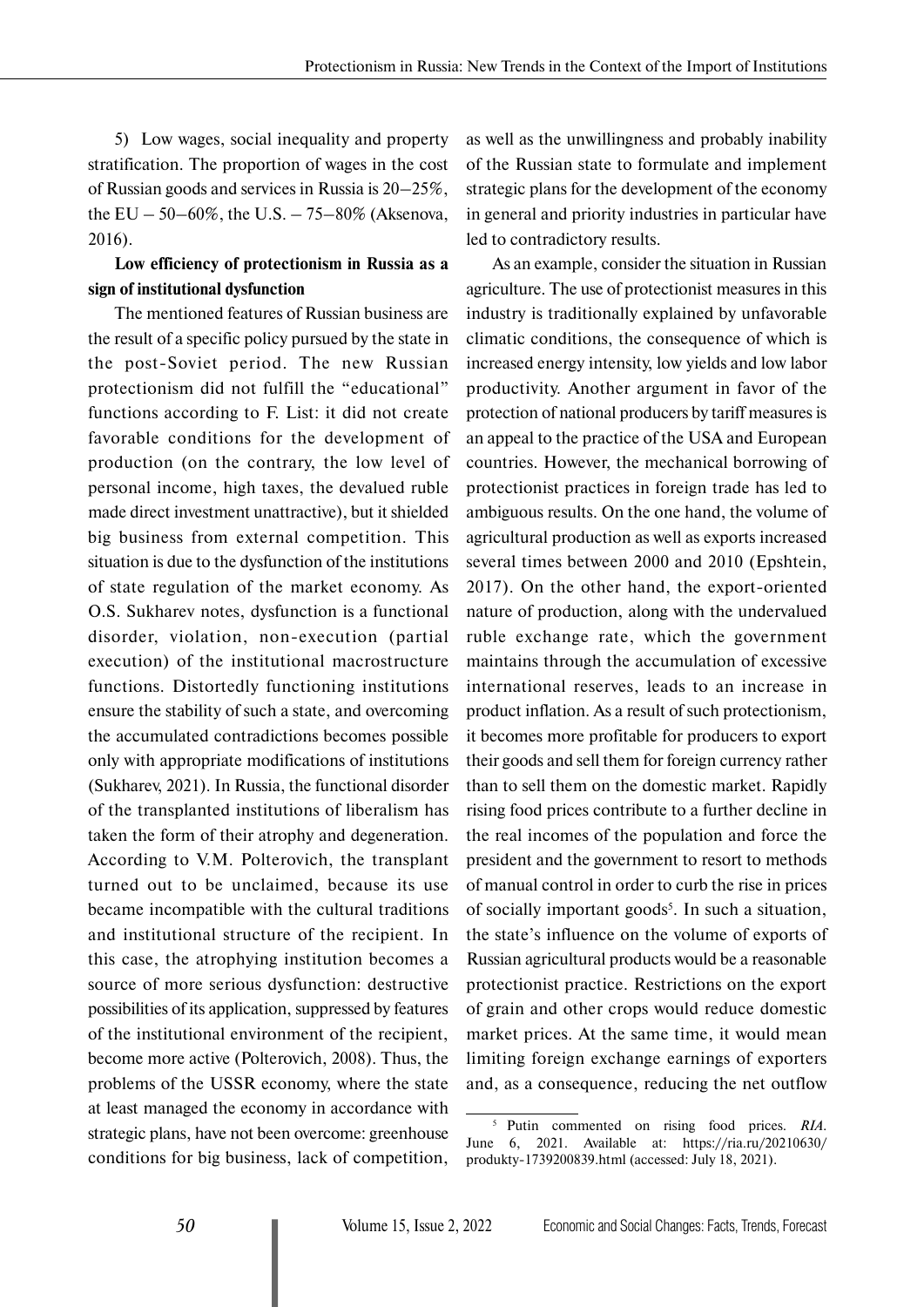5) Low wages, social inequality and property stratification. The proportion of wages in the cost of Russian goods and services in Russia is 20–25%, the EU – 50–60%, the U.S. – 75–80% (Aksenova, 2016).

## Low efficiency of protectionism in Russia as a sign of institutional dysfunction

The mentioned features of Russian business are the result of a specific policy pursued by the state in the post-Soviet period. The new Russian protectionism did not fulfill the "educational" functions according to F. List: it did not create favorable conditions for the development of production (on the contrary, the low level of personal income, high taxes, the devalued ruble made direct investment unattractive), but it shielded big business from external competition. This situation is due to the dysfunction of the institutions of state regulation of the market economy. As O.S. Sukharev notes, dysfunction is a functional disorder, violation, non-execution (partial execution) of the institutional macrostructure functions. Distortedly functioning institutions ensure the stability of such a state, and overcoming the accumulated contradictions becomes possible only with appropriate modifications of institutions (Sukharev, 2021). In Russia, the functional disorder of the transplanted institutions of liberalism has taken the form of their atrophy and degeneration. According to V.M. Polterovich, the transplant turned out to be unclaimed, because its use became incompatible with the cultural traditions and institutional structure of the recipient. In this case, the atrophying institution becomes a source of more serious dysfunction: destructive possibilities of its application, suppressed by features of the institutional environment of the recipient, become more active (Polterovich, 2008). Thus, the problems of the USSR economy, where the state at least managed the economy in accordance with strategic plans, have not been overcome: greenhouse conditions for big business, lack of competition, as well as the unwillingness and probably inability of the Russian state to formulate and implement strategic plans for the development of the economy in general and priority industries in particular have led to contradictory results.

As an example, consider the situation in Russian agriculture. The use of protectionist measures in this industry is traditionally explained by unfavorable climatic conditions, the consequence of which is increased energy intensity, low yields and low labor productivity. Another argument in favor of the protection of national producers by tariff measures is an appeal to the practice of the USA and European countries. However, the mechanical borrowing of protectionist practices in foreign trade has led to ambiguous results. On the one hand, the volume of agricultural production as well as exports increased several times between 2000 and 2010 (Epshtein, 2017). On the other hand, the export-oriented nature of production, along with the undervalued ruble exchange rate, which the government maintains through the accumulation of excessive international reserves, leads to an increase in product inflation. As a result of such protectionism, it becomes more profitable for producers to export their goods and sell them for foreign currency rather than to sell them on the domestic market. Rapidly rising food prices contribute to a further decline in the real incomes of the population and force the president and the government to resort to methods of manual control in order to curb the rise in prices of socially important goods[5]. In such a situation, the state's influence on the volume of exports of Russian agricultural products would be a reasonable protectionist practice. Restrictions on the export of grain and other crops would reduce domestic market prices. At the same time, it would mean limiting foreign exchange earnings of exporters and, as a consequence, reducing the net outflow

[5] Putin commented on rising food prices. *RIA*. June 6, 2021. Available at: https://ria.ru/20210630/produkty-1739200839.html (accessed: July 18, 2021).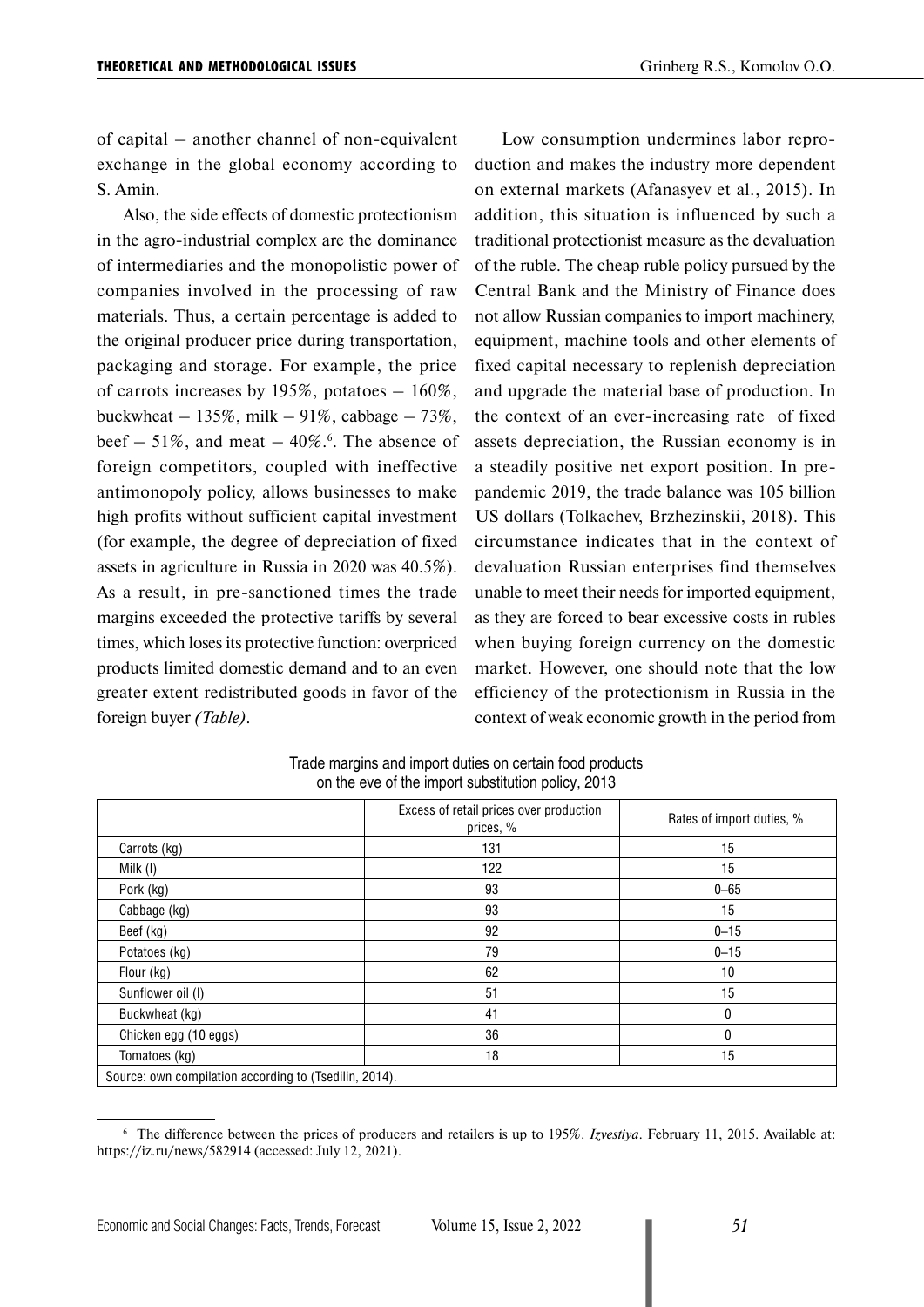of capital – another channel of non-equivalent exchange in the global economy according to S. Amin.

Also, the side effects of domestic protectionism in the agro-industrial complex are the dominance of intermediaries and the monopolistic power of companies involved in the processing of raw materials. Thus, a certain percentage is added to the original producer price during transportation, packaging and storage. For example, the price of carrots increases by 195%, potatoes – 160%, buckwheat – 135%, milk – 91%, cabbage – 73%, beef – 51%, and meat – 40%.[6]. The absence of foreign competitors, coupled with ineffective antimonopoly policy, allows businesses to make high profits without sufficient capital investment (for example, the degree of depreciation of fixed assets in agriculture in Russia in 2020 was 40.5%). As a result, in pre-sanctioned times the trade margins exceeded the protective tariffs by several times, which loses its protective function: overpriced products limited domestic demand and to an even greater extent redistributed goods in favor of the foreign buyer *(Table)*.

Low consumption undermines labor reproduction and makes the industry more dependent on external markets (Afanasyev et al., 2015). In addition, this situation is influenced by such a traditional protectionist measure as the devaluation of the ruble. The cheap ruble policy pursued by the Central Bank and the Ministry of Finance does not allow Russian companies to import machinery, equipment, machine tools and other elements of fixed capital necessary to replenish depreciation and upgrade the material base of production. In the context of an ever-increasing rate of fixed assets depreciation, the Russian economy is in a steadily positive net export position. In pre-pandemic 2019, the trade balance was 105 billion US dollars (Tolkachev, Brzhezinskii, 2018). This circumstance indicates that in the context of devaluation Russian enterprises find themselves unable to meet their needs for imported equipment, as they are forced to bear excessive costs in rubles when buying foreign currency on the domestic market. However, one should note that the low efficiency of the protectionism in Russia in the context of weak economic growth in the period from

Trade margins and import duties on certain food products on the eve of the import substitution policy, 2013

| | Excess of retail prices over production prices, % | Rates of import duties, % |
|---|---|---|
| Carrots (kg) | 131 | 15 |
| Milk (l) | 122 | 15 |
| Pork (kg) | 93 | 0–65 |
| Cabbage (kg) | 93 | 15 |
| Beef (kg) | 92 | 0–15 |
| Potatoes (kg) | 79 | 0–15 |
| Flour (kg) | 62 | 10 |
| Sunflower oil (l) | 51 | 15 |
| Buckwheat (kg) | 41 | 0 |
| Chicken egg (10 eggs) | 36 | 0 |
| Tomatoes (kg) | 18 | 15 |

Source: own compilation according to (Tsedilin, 2014).

[6] The difference between the prices of producers and retailers is up to 195%. *Izvestiya*. February 11, 2015. Available at: https://iz.ru/news/582914 (accessed: July 12, 2021).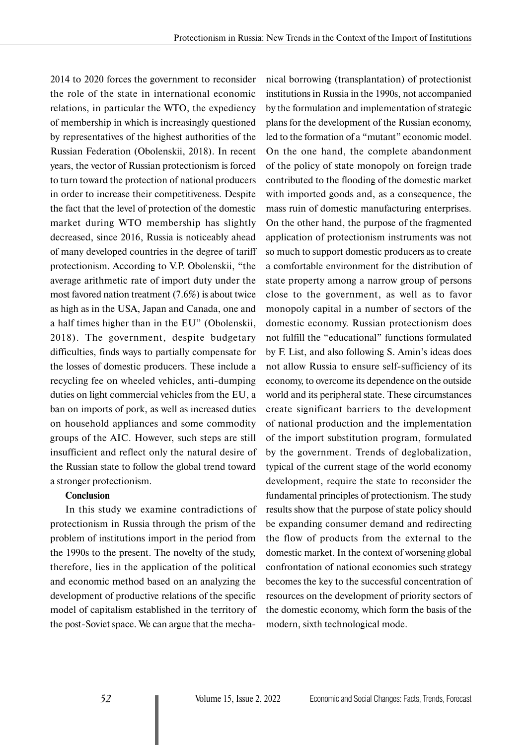2014 to 2020 forces the government to reconsider the role of the state in international economic relations, in particular the WTO, the expediency of membership in which is increasingly questioned by representatives of the highest authorities of the Russian Federation (Obolenskii, 2018). In recent years, the vector of Russian protectionism is forced to turn toward the protection of national producers in order to increase their competitiveness. Despite the fact that the level of protection of the domestic market during WTO membership has slightly decreased, since 2016, Russia is noticeably ahead of many developed countries in the degree of tariff protectionism. According to V.P. Obolenskii, "the average arithmetic rate of import duty under the most favored nation treatment (7.6%) is about twice as high as in the USA, Japan and Canada, one and a half times higher than in the EU" (Obolenskii, 2018). The government, despite budgetary difficulties, finds ways to partially compensate for the losses of domestic producers. These include a recycling fee on wheeled vehicles, anti-dumping duties on light commercial vehicles from the EU, a ban on imports of pork, as well as increased duties on household appliances and some commodity groups of the AIC. However, such steps are still insufficient and reflect only the natural desire of the Russian state to follow the global trend toward a stronger protectionism.

## Conclusion

In this study we examine contradictions of protectionism in Russia through the prism of the problem of institutions import in the period from the 1990s to the present. The novelty of the study, therefore, lies in the application of the political and economic method based on an analyzing the development of productive relations of the specific model of capitalism established in the territory of the post-Soviet space. We can argue that the mechanical borrowing (transplantation) of protectionist institutions in Russia in the 1990s, not accompanied by the formulation and implementation of strategic plans for the development of the Russian economy, led to the formation of a "mutant" economic model. On the one hand, the complete abandonment of the policy of state monopoly on foreign trade contributed to the flooding of the domestic market with imported goods and, as a consequence, the mass ruin of domestic manufacturing enterprises. On the other hand, the purpose of the fragmented application of protectionism instruments was not so much to support domestic producers as to create a comfortable environment for the distribution of state property among a narrow group of persons close to the government, as well as to favor monopoly capital in a number of sectors of the domestic economy. Russian protectionism does not fulfill the "educational" functions formulated by F. List, and also following S. Amin's ideas does not allow Russia to ensure self-sufficiency of its economy, to overcome its dependence on the outside world and its peripheral state. These circumstances create significant barriers to the development of national production and the implementation of the import substitution program, formulated by the government. Trends of deglobalization, typical of the current stage of the world economy development, require the state to reconsider the fundamental principles of protectionism. The study results show that the purpose of state policy should be expanding consumer demand and redirecting the flow of products from the external to the domestic market. In the context of worsening global confrontation of national economies such strategy becomes the key to the successful concentration of resources on the development of priority sectors of the domestic economy, which form the basis of the modern, sixth technological mode.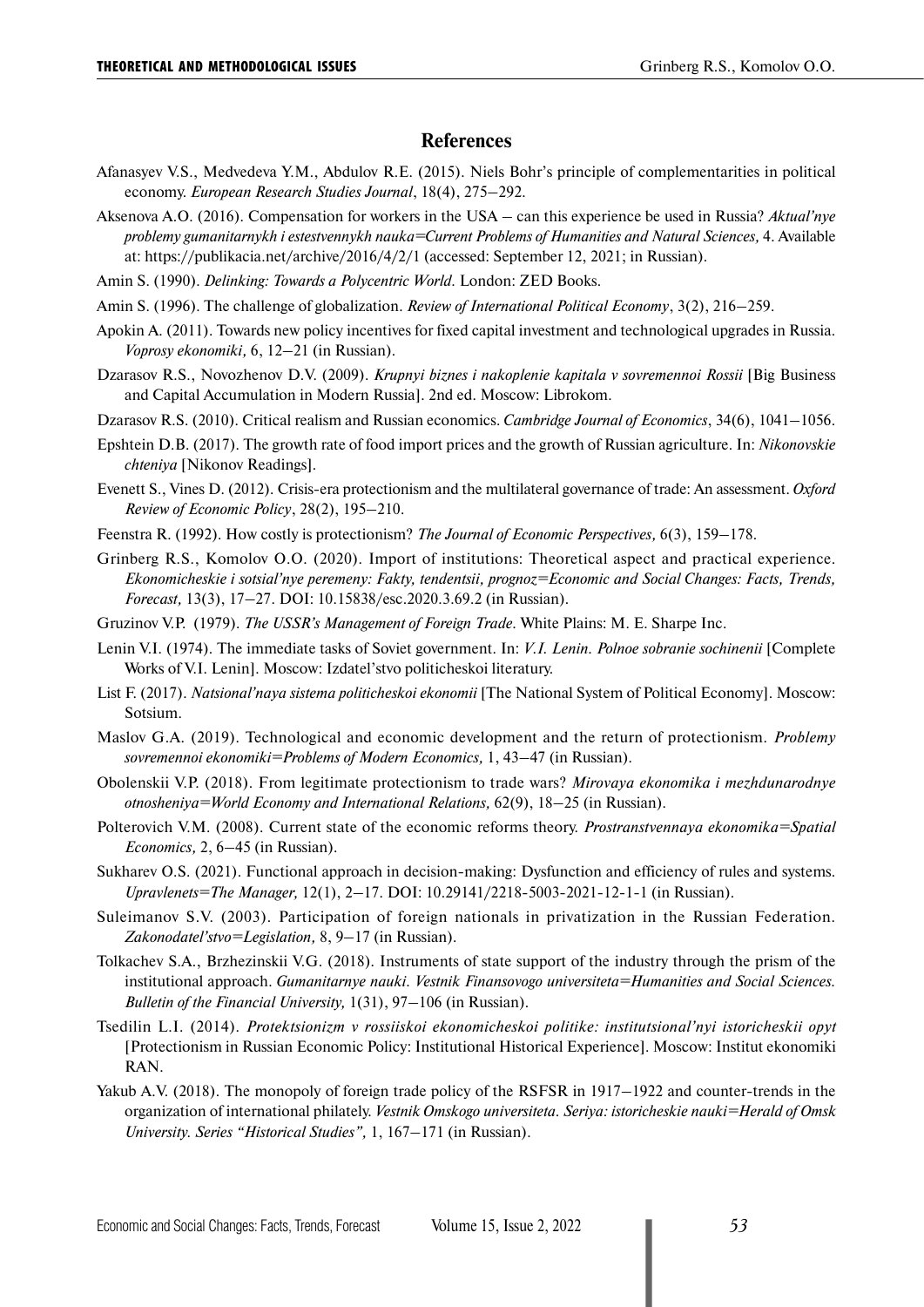## References

Afanasyev V.S., Medvedeva Y.M., Abdulov R.E. (2015). Niels Bohr's principle of complementarities in political economy. *European Research Studies Journal*, 18(4), 275–292.

Aksenova A.O. (2016). Compensation for workers in the USA – can this experience be used in Russia? *Aktual'nye problemy gumanitarnykh i estestvennykh nauka=Current Problems of Humanities and Natural Sciences,* 4. Available at: https://publikacia.net/archive/2016/4/2/1 (accessed: September 12, 2021; in Russian).

Amin S. (1990). *Delinking: Towards a Polycentric World*. London: ZED Books.

Amin S. (1996). The challenge of globalization. *Review of International Political Economy*, 3(2), 216–259.

Apokin A. (2011). Towards new policy incentives for fixed capital investment and technological upgrades in Russia. *Voprosy ekonomiki,* 6, 12–21 (in Russian).

Dzarasov R.S., Novozhenov D.V. (2009). *Krupnyi biznes i nakoplenie kapitala v sovremennoi Rossii* [Big Business and Capital Accumulation in Modern Russia]. 2nd ed. Moscow: Librokom.

Dzarasov R.S. (2010). Critical realism and Russian economics. *Cambridge Journal of Economics*, 34(6), 1041–1056.

Epshtein D.B. (2017). The growth rate of food import prices and the growth of Russian agriculture. In: *Nikonovskie chteniya* [Nikonov Readings].

Evenett S., Vines D. (2012). Crisis-era protectionism and the multilateral governance of trade: An assessment. *Oxford Review of Economic Policy*, 28(2), 195–210.

Feenstra R. (1992). How costly is protectionism? *The Journal of Economic Perspectives,* 6(3), 159–178.

Grinberg R.S., Komolov O.O. (2020). Import of institutions: Theoretical aspect and practical experience. *Ekonomicheskie i sotsial'nye peremeny: Fakty, tendentsii, prognoz=Economic and Social Changes: Facts, Trends, Forecast,* 13(3), 17–27. DOI: 10.15838/esc.2020.3.69.2 (in Russian).

Gruzinov V.P. (1979). *The USSR's Management of Foreign Trade*. White Plains: M. E. Sharpe Inc.

Lenin V.I. (1974). The immediate tasks of Soviet government. In: *V.I. Lenin. Polnoe sobranie sochinenii* [Complete Works of V.I. Lenin]. Moscow: Izdatel'stvo politicheskoi literatury.

List F. (2017). *Natsional'naya sistema politicheskoi ekonomii* [The National System of Political Economy]. Moscow: Sotsium.

Maslov G.A. (2019). Technological and economic development and the return of protectionism. *Problemy sovremennoi ekonomiki=Problems of Modern Economics,* 1, 43–47 (in Russian).

Obolenskii V.P. (2018). From legitimate protectionism to trade wars? *Mirovaya ekonomika i mezhdunarodnye otnosheniya=World Economy and International Relations,* 62(9), 18–25 (in Russian).

Polterovich V.M. (2008). Current state of the economic reforms theory. *Prostranstvennaya ekonomika=Spatial Economics,* 2, 6–45 (in Russian).

Sukharev O.S. (2021). Functional approach in decision-making: Dysfunction and efficiency of rules and systems. *Upravlenets=The Manager,* 12(1), 2–17. DOI: 10.29141/2218-5003-2021-12-1-1 (in Russian).

Suleimanov S.V. (2003). Participation of foreign nationals in privatization in the Russian Federation. *Zakonodatel'stvo=Legislation,* 8, 9–17 (in Russian).

Tolkachev S.A., Brzhezinskii V.G. (2018). Instruments of state support of the industry through the prism of the institutional approach. *Gumanitarnye nauki. Vestnik Finansovogo universiteta=Humanities and Social Sciences. Bulletin of the Financial University,* 1(31), 97–106 (in Russian).

Tsedilin L.I. (2014). *Protektsionizm v rossiiskoi ekonomicheskoi politike: institutsional'nyi istoricheskii opyt* [Protectionism in Russian Economic Policy: Institutional Historical Experience]. Moscow: Institut ekonomiki RAN.

Yakub A.V. (2018). The monopoly of foreign trade policy of the RSFSR in 1917–1922 and counter-trends in the organization of international philately. *Vestnik Omskogo universiteta. Seriya: istoricheskie nauki=Herald of Omsk University. Series "Historical Studies",* 1, 167–171 (in Russian).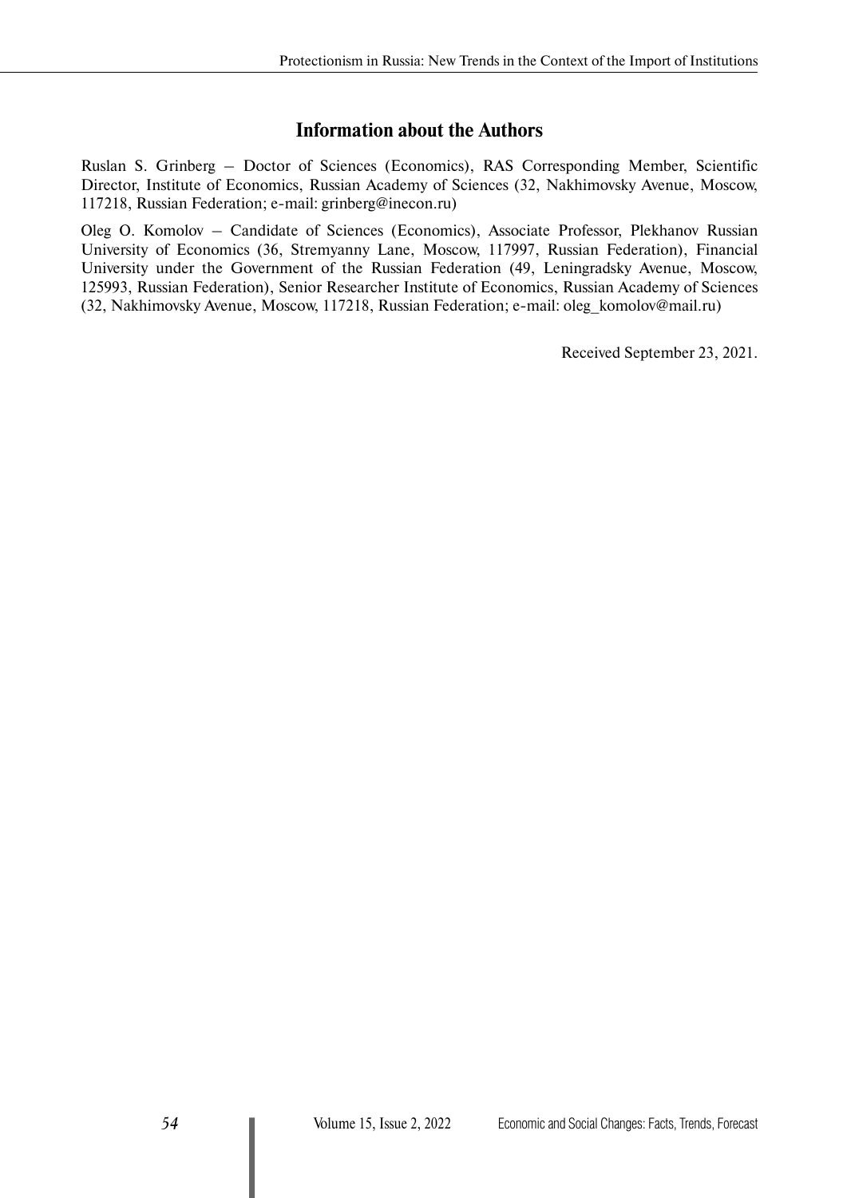## Information about the Authors

Ruslan S. Grinberg – Doctor of Sciences (Economics), RAS Corresponding Member, Scientific Director, Institute of Economics, Russian Academy of Sciences (32, Nakhimovsky Avenue, Moscow, 117218, Russian Federation; e-mail: grinberg@inecon.ru)

Oleg O. Komolov – Candidate of Sciences (Economics), Associate Professor, Plekhanov Russian University of Economics (36, Stremyanny Lane, Moscow, 117997, Russian Federation), Financial University under the Government of the Russian Federation (49, Leningradsky Avenue, Moscow, 125993, Russian Federation), Senior Researcher Institute of Economics, Russian Academy of Sciences (32, Nakhimovsky Avenue, Moscow, 117218, Russian Federation; e-mail: oleg_komolov@mail.ru)

Received September 23, 2021.